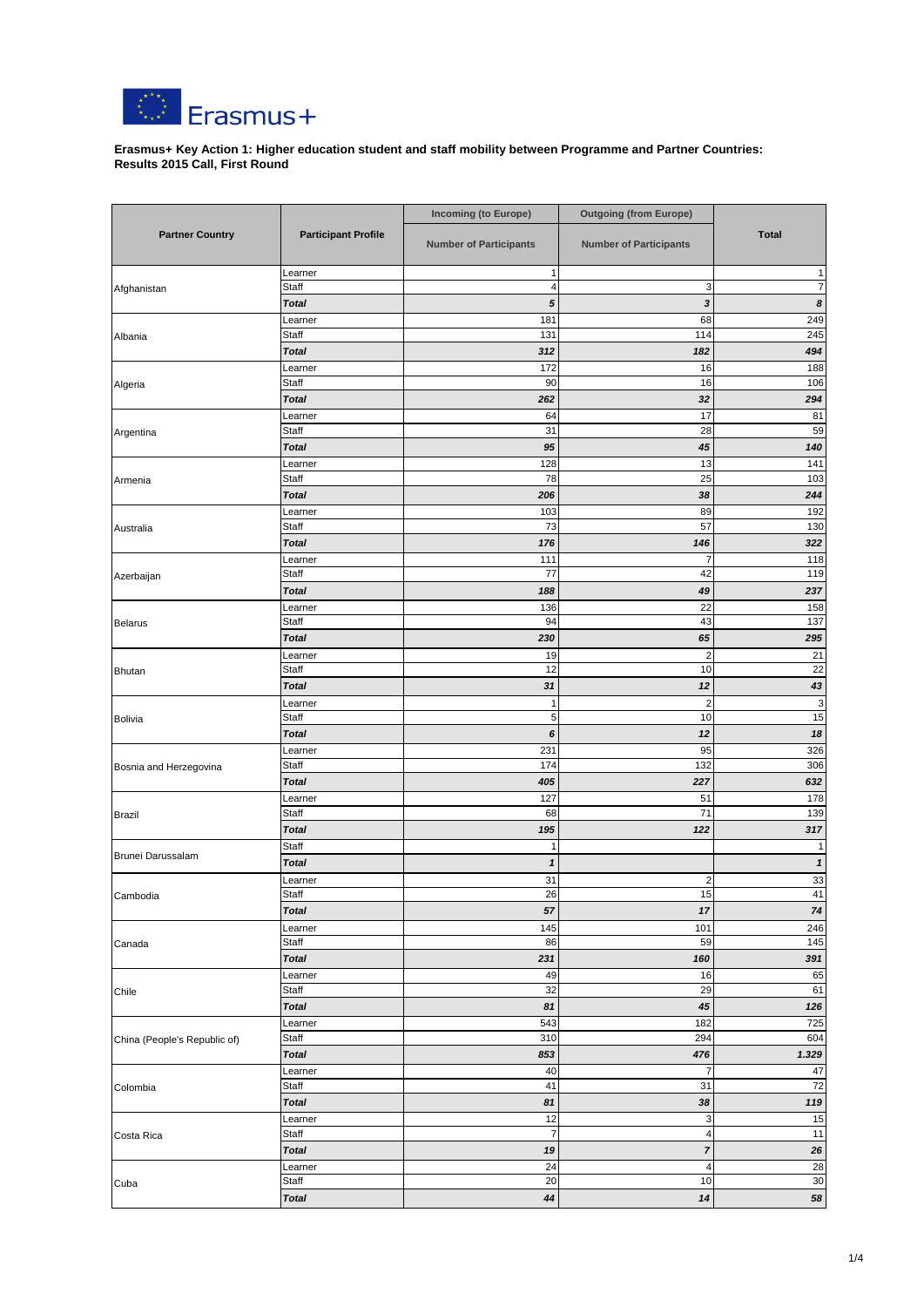Erasmus+

**Erasmus+ Key Action 1: Higher education student and staff mobility between Programme and Partner Countries: Results 2015 Call, First Round**

| Partner Country | Participant Profile | Incoming (to Europe) Number of Participants | Outgoing (from Europe) Number of Participants | Total |
|---|---|---|---|---|
| Afghanistan | Learner | 1 | | 1 |
| | Staff | 4 | 3 | 7 |
| | ***Total*** | ***5*** | ***3*** | ***8*** |
| Albania | Learner | 181 | 68 | 249 |
| | Staff | 131 | 114 | 245 |
| | ***Total*** | ***312*** | ***182*** | ***494*** |
| Algeria | Learner | 172 | 16 | 188 |
| | Staff | 90 | 16 | 106 |
| | ***Total*** | ***262*** | ***32*** | ***294*** |
| Argentina | Learner | 64 | 17 | 81 |
| | Staff | 31 | 28 | 59 |
| | ***Total*** | ***95*** | ***45*** | ***140*** |
| Armenia | Learner | 128 | 13 | 141 |
| | Staff | 78 | 25 | 103 |
| | ***Total*** | ***206*** | ***38*** | ***244*** |
| Australia | Learner | 103 | 89 | 192 |
| | Staff | 73 | 57 | 130 |
| | ***Total*** | ***176*** | ***146*** | ***322*** |
| Azerbaijan | Learner | 111 | 7 | 118 |
| | Staff | 77 | 42 | 119 |
| | ***Total*** | ***188*** | ***49*** | ***237*** |
| Belarus | Learner | 136 | 22 | 158 |
| | Staff | 94 | 43 | 137 |
| | ***Total*** | ***230*** | ***65*** | ***295*** |
| Bhutan | Learner | 19 | 2 | 21 |
| | Staff | 12 | 10 | 22 |
| | ***Total*** | ***31*** | ***12*** | ***43*** |
| Bolivia | Learner | 1 | 2 | 3 |
| | Staff | 5 | 10 | 15 |
| | ***Total*** | ***6*** | ***12*** | ***18*** |
| Bosnia and Herzegovina | Learner | 231 | 95 | 326 |
| | Staff | 174 | 132 | 306 |
| | ***Total*** | ***405*** | ***227*** | ***632*** |
| Brazil | Learner | 127 | 51 | 178 |
| | Staff | 68 | 71 | 139 |
| | ***Total*** | ***195*** | ***122*** | ***317*** |
| Brunei Darussalam | Staff | 1 | | 1 |
| | ***Total*** | ***1*** | | ***1*** |
| Cambodia | Learner | 31 | 2 | 33 |
| | Staff | 26 | 15 | 41 |
| | ***Total*** | ***57*** | ***17*** | ***74*** |
| Canada | Learner | 145 | 101 | 246 |
| | Staff | 86 | 59 | 145 |
| | ***Total*** | ***231*** | ***160*** | ***391*** |
| Chile | Learner | 49 | 16 | 65 |
| | Staff | 32 | 29 | 61 |
| | ***Total*** | ***81*** | ***45*** | ***126*** |
| China (People's Republic of) | Learner | 543 | 182 | 725 |
| | Staff | 310 | 294 | 604 |
| | ***Total*** | ***853*** | ***476*** | ***1.329*** |
| Colombia | Learner | 40 | 7 | 47 |
| | Staff | 41 | 31 | 72 |
| | ***Total*** | ***81*** | ***38*** | ***119*** |
| Costa Rica | Learner | 12 | 3 | 15 |
| | Staff | 7 | 4 | 11 |
| | ***Total*** | ***19*** | ***7*** | ***26*** |
| Cuba | Learner | 24 | 4 | 28 |
| | Staff | 20 | 10 | 30 |
| | ***Total*** | ***44*** | ***14*** | ***58*** |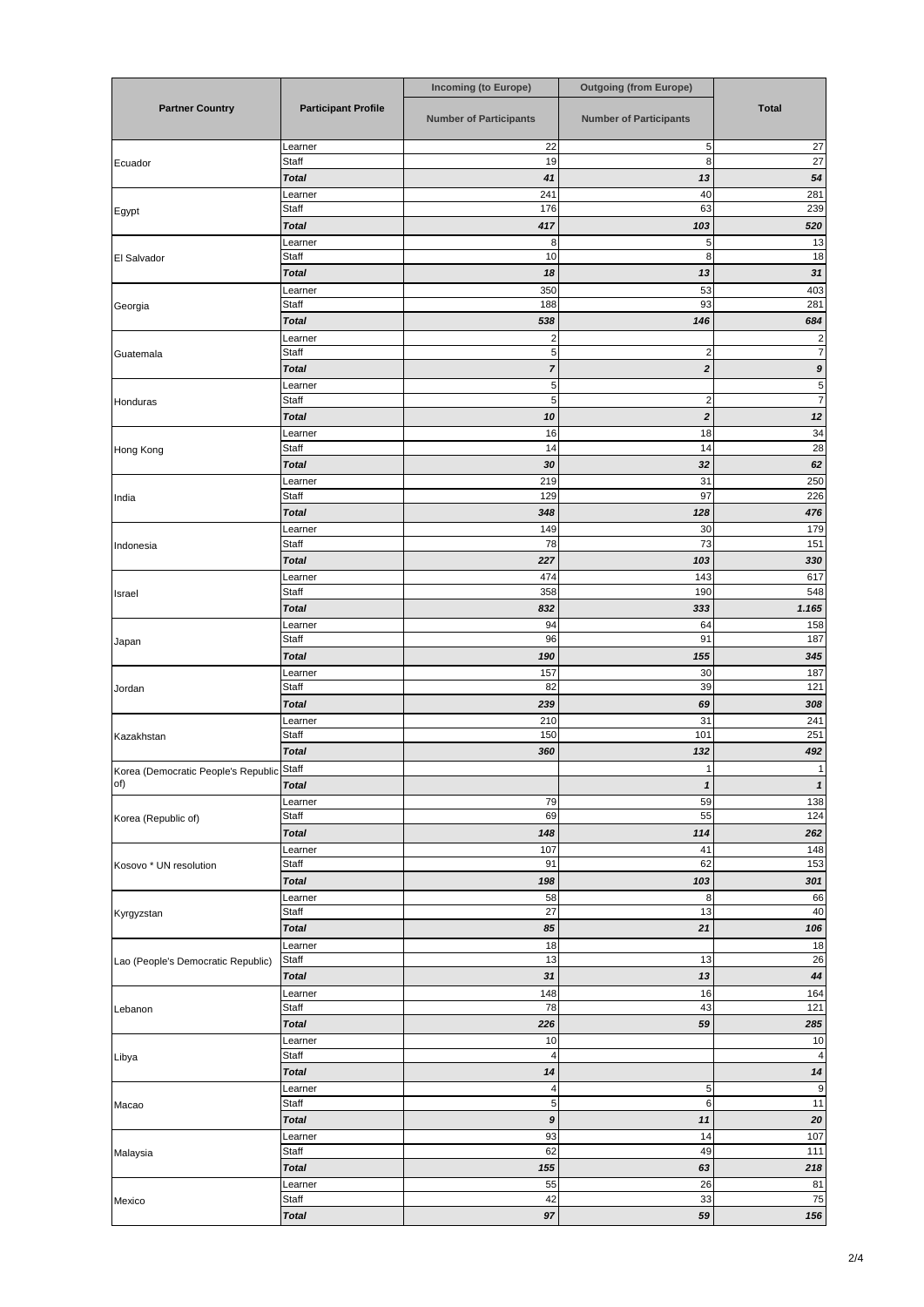| Partner Country | Participant Profile | Incoming (to Europe) | Outgoing (from Europe) | Total |
|---|---|---|---|---|
| | | Number of Participants | Number of Participants | |
| Ecuador | Learner | 22 | 5 | 27 |
| | Staff | 19 | 8 | 27 |
| | ***Total*** | ***41*** | ***13*** | ***54*** |
| Egypt | Learner | 241 | 40 | 281 |
| | Staff | 176 | 63 | 239 |
| | ***Total*** | ***417*** | ***103*** | ***520*** |
| El Salvador | Learner | 8 | 5 | 13 |
| | Staff | 10 | 8 | 18 |
| | ***Total*** | ***18*** | ***13*** | ***31*** |
| Georgia | Learner | 350 | 53 | 403 |
| | Staff | 188 | 93 | 281 |
| | ***Total*** | ***538*** | ***146*** | ***684*** |
| Guatemala | Learner | 2 | | 2 |
| | Staff | 5 | 2 | 7 |
| | ***Total*** | ***7*** | ***2*** | ***9*** |
| Honduras | Learner | 5 | | 5 |
| | Staff | 5 | 2 | 7 |
| | ***Total*** | ***10*** | ***2*** | ***12*** |
| Hong Kong | Learner | 16 | 18 | 34 |
| | Staff | 14 | 14 | 28 |
| | ***Total*** | ***30*** | ***32*** | ***62*** |
| India | Learner | 219 | 31 | 250 |
| | Staff | 129 | 97 | 226 |
| | ***Total*** | ***348*** | ***128*** | ***476*** |
| Indonesia | Learner | 149 | 30 | 179 |
| | Staff | 78 | 73 | 151 |
| | ***Total*** | ***227*** | ***103*** | ***330*** |
| Israel | Learner | 474 | 143 | 617 |
| | Staff | 358 | 190 | 548 |
| | ***Total*** | ***832*** | ***333*** | ***1.165*** |
| Japan | Learner | 94 | 64 | 158 |
| | Staff | 96 | 91 | 187 |
| | ***Total*** | ***190*** | ***155*** | ***345*** |
| Jordan | Learner | 157 | 30 | 187 |
| | Staff | 82 | 39 | 121 |
| | ***Total*** | ***239*** | ***69*** | ***308*** |
| Kazakhstan | Learner | 210 | 31 | 241 |
| | Staff | 150 | 101 | 251 |
| | ***Total*** | ***360*** | ***132*** | ***492*** |
| Korea (Democratic People's Republic of) | Staff | | 1 | 1 |
| | ***Total*** | | ***1*** | ***1*** |
| Korea (Republic of) | Learner | 79 | 59 | 138 |
| | Staff | 69 | 55 | 124 |
| | ***Total*** | ***148*** | ***114*** | ***262*** |
| Kosovo * UN resolution | Learner | 107 | 41 | 148 |
| | Staff | 91 | 62 | 153 |
| | ***Total*** | ***198*** | ***103*** | ***301*** |
| Kyrgyzstan | Learner | 58 | 8 | 66 |
| | Staff | 27 | 13 | 40 |
| | ***Total*** | ***85*** | ***21*** | ***106*** |
| Lao (People's Democratic Republic) | Learner | 18 | | 18 |
| | Staff | 13 | 13 | 26 |
| | ***Total*** | ***31*** | ***13*** | ***44*** |
| Lebanon | Learner | 148 | 16 | 164 |
| | Staff | 78 | 43 | 121 |
| | ***Total*** | ***226*** | ***59*** | ***285*** |
| Libya | Learner | 10 | | 10 |
| | Staff | 4 | | 4 |
| | ***Total*** | ***14*** | | ***14*** |
| Macao | Learner | 4 | 5 | 9 |
| | Staff | 5 | 6 | 11 |
| | ***Total*** | ***9*** | ***11*** | ***20*** |
| Malaysia | Learner | 93 | 14 | 107 |
| | Staff | 62 | 49 | 111 |
| | ***Total*** | ***155*** | ***63*** | ***218*** |
| Mexico | Learner | 55 | 26 | 81 |
| | Staff | 42 | 33 | 75 |
| | ***Total*** | ***97*** | ***59*** | ***156*** |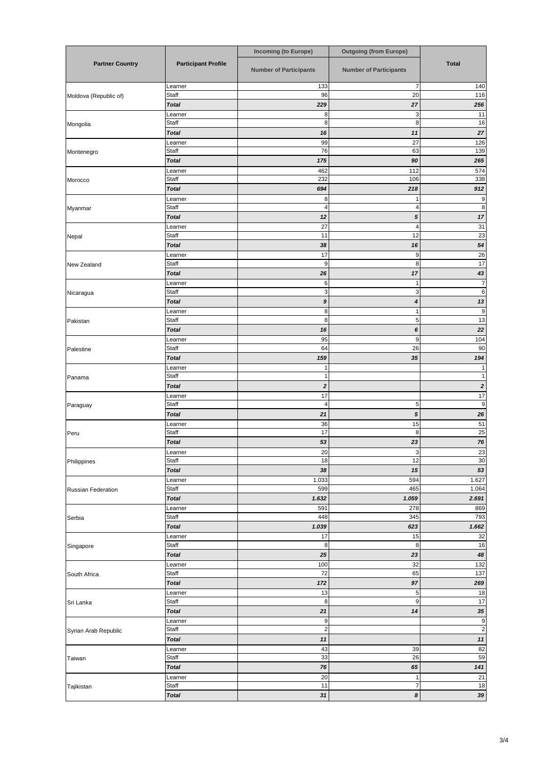| Partner Country | Participant Profile | Incoming (to Europe) | Outgoing (from Europe) | Total |
|---|---|---|---|---|
| | | Number of Participants | Number of Participants | |
| Moldova (Republic of) | Learner | 133 | 7 | 140 |
| | Staff | 96 | 20 | 116 |
| | ***Total*** | ***229*** | ***27*** | ***256*** |
| Mongolia | Learner | 8 | 3 | 11 |
| | Staff | 8 | 8 | 16 |
| | ***Total*** | ***16*** | ***11*** | ***27*** |
| Montenegro | Learner | 99 | 27 | 126 |
| | Staff | 76 | 63 | 139 |
| | ***Total*** | ***175*** | ***90*** | ***265*** |
| Morocco | Learner | 462 | 112 | 574 |
| | Staff | 232 | 106 | 338 |
| | ***Total*** | ***694*** | ***218*** | ***912*** |
| Myanmar | Learner | 8 | 1 | 9 |
| | Staff | 4 | 4 | 8 |
| | ***Total*** | ***12*** | ***5*** | ***17*** |
| Nepal | Learner | 27 | 4 | 31 |
| | Staff | 11 | 12 | 23 |
| | ***Total*** | ***38*** | ***16*** | ***54*** |
| New Zealand | Learner | 17 | 9 | 26 |
| | Staff | 9 | 8 | 17 |
| | ***Total*** | ***26*** | ***17*** | ***43*** |
| Nicaragua | Learner | 6 | 1 | 7 |
| | Staff | 3 | 3 | 6 |
| | ***Total*** | ***9*** | ***4*** | ***13*** |
| Pakistan | Learner | 8 | 1 | 9 |
| | Staff | 8 | 5 | 13 |
| | ***Total*** | ***16*** | ***6*** | ***22*** |
| Palestine | Learner | 95 | 9 | 104 |
| | Staff | 64 | 26 | 90 |
| | ***Total*** | ***159*** | ***35*** | ***194*** |
| Panama | Learner | 1 | | 1 |
| | Staff | 1 | | 1 |
| | ***Total*** | ***2*** | | ***2*** |
| Paraguay | Learner | 17 | | 17 |
| | Staff | 4 | 5 | 9 |
| | ***Total*** | ***21*** | ***5*** | ***26*** |
| Peru | Learner | 36 | 15 | 51 |
| | Staff | 17 | 8 | 25 |
| | ***Total*** | ***53*** | ***23*** | ***76*** |
| Philippines | Learner | 20 | 3 | 23 |
| | Staff | 18 | 12 | 30 |
| | ***Total*** | ***38*** | ***15*** | ***53*** |
| Russian Federation | Learner | 1.033 | 594 | 1.627 |
| | Staff | 599 | 465 | 1.064 |
| | ***Total*** | ***1.632*** | ***1.059*** | ***2.691*** |
| Serbia | Learner | 591 | 278 | 869 |
| | Staff | 448 | 345 | 793 |
| | ***Total*** | ***1.039*** | ***623*** | ***1.662*** |
| Singapore | Learner | 17 | 15 | 32 |
| | Staff | 8 | 8 | 16 |
| | ***Total*** | ***25*** | ***23*** | ***48*** |
| South Africa | Learner | 100 | 32 | 132 |
| | Staff | 72 | 65 | 137 |
| | ***Total*** | ***172*** | ***97*** | ***269*** |
| Sri Lanka | Learner | 13 | 5 | 18 |
| | Staff | 8 | 9 | 17 |
| | ***Total*** | ***21*** | ***14*** | ***35*** |
| Syrian Arab Republic | Learner | 9 | | 9 |
| | Staff | 2 | | 2 |
| | ***Total*** | ***11*** | | ***11*** |
| Taiwan | Learner | 43 | 39 | 82 |
| | Staff | 33 | 26 | 59 |
| | ***Total*** | ***76*** | ***65*** | ***141*** |
| Tajikistan | Learner | 20 | 1 | 21 |
| | Staff | 11 | 7 | 18 |
| | ***Total*** | ***31*** | ***8*** | ***39*** |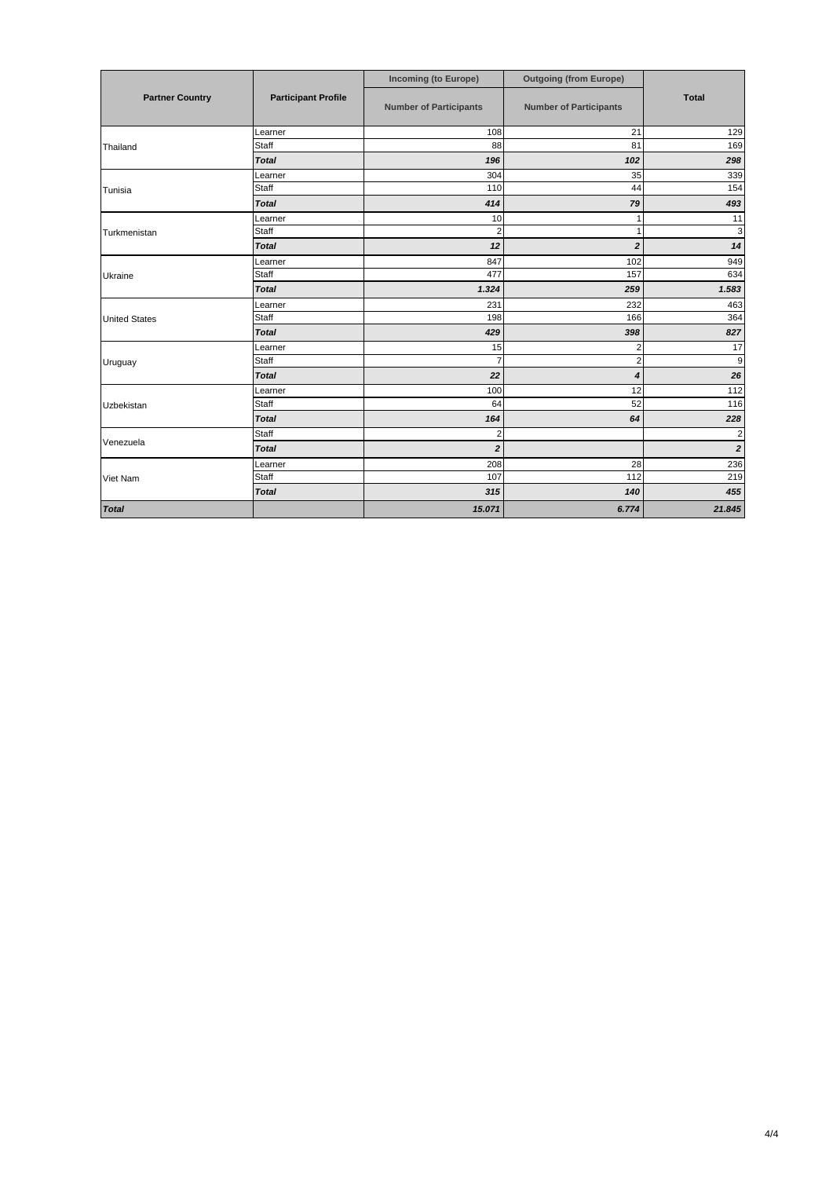| Partner Country | Participant Profile | Incoming (to Europe) | Outgoing (from Europe) | Total |
|---|---|---|---|---|
| | | Number of Participants | Number of Participants | |
| Thailand | Learner | 108 | 21 | 129 |
| | Staff | 88 | 81 | 169 |
| | ***Total*** | ***196*** | ***102*** | ***298*** |
| Tunisia | Learner | 304 | 35 | 339 |
| | Staff | 110 | 44 | 154 |
| | ***Total*** | ***414*** | ***79*** | ***493*** |
| Turkmenistan | Learner | 10 | 1 | 11 |
| | Staff | 2 | 1 | 3 |
| | ***Total*** | ***12*** | ***2*** | ***14*** |
| Ukraine | Learner | 847 | 102 | 949 |
| | Staff | 477 | 157 | 634 |
| | ***Total*** | ***1.324*** | ***259*** | ***1.583*** |
| United States | Learner | 231 | 232 | 463 |
| | Staff | 198 | 166 | 364 |
| | ***Total*** | ***429*** | ***398*** | ***827*** |
| Uruguay | Learner | 15 | 2 | 17 |
| | Staff | 7 | 2 | 9 |
| | ***Total*** | ***22*** | ***4*** | ***26*** |
| Uzbekistan | Learner | 100 | 12 | 112 |
| | Staff | 64 | 52 | 116 |
| | ***Total*** | ***164*** | ***64*** | ***228*** |
| Venezuela | Staff | 2 | | 2 |
| | ***Total*** | ***2*** | | ***2*** |
| Viet Nam | Learner | 208 | 28 | 236 |
| | Staff | 107 | 112 | 219 |
| | ***Total*** | ***315*** | ***140*** | ***455*** |
| ***Total*** | | ***15.071*** | ***6.774*** | ***21.845*** |